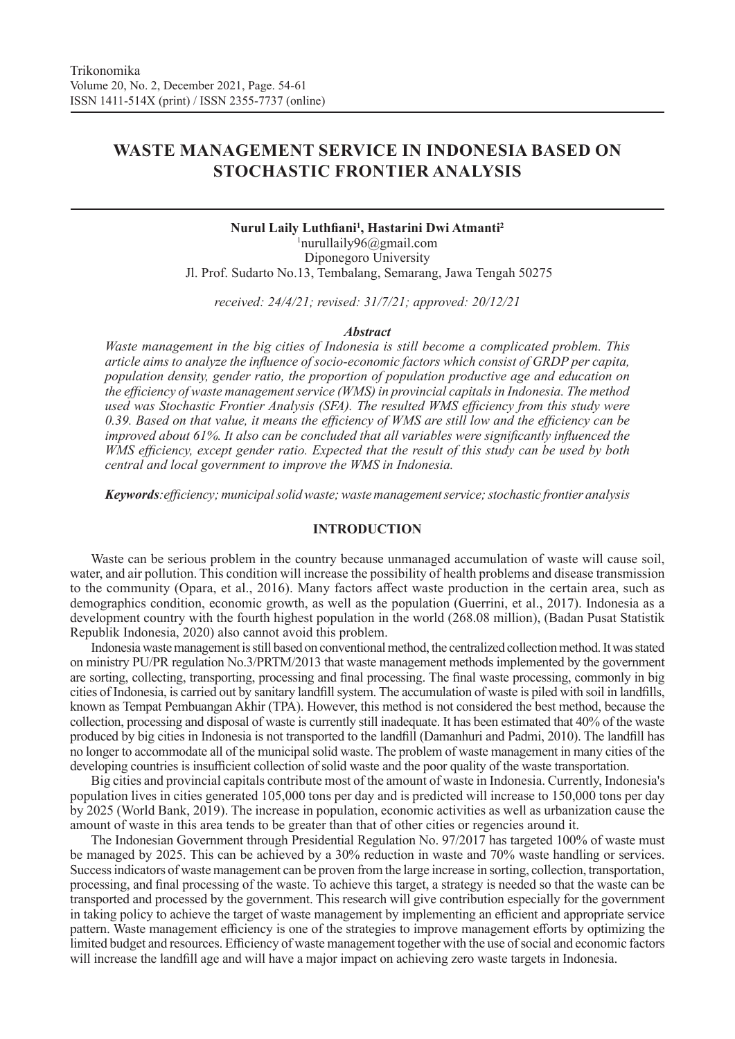# WASTE MANAGEMENT SERVICE IN INDONESIA BASED ON STOCHASTIC FRONTIER ANALYSIS

**Nurul Laily Luthfiani[1], Hastarini Dwi Atmanti[2]**

[1]nurullaily96@gmail.com
Diponegoro University
Jl. Prof. Sudarto No.13, Tembalang, Semarang, Jawa Tengah 50275

*received: 24/4/21; revised: 31/7/21; approved: 20/12/21*

### *Abstract*

*Waste management in the big cities of Indonesia is still become a complicated problem. This article aims to analyze the influence of socio-economic factors which consist of GRDP per capita, population density, gender ratio, the proportion of population productive age and education on the efficiency of waste management service (WMS) in provincial capitals in Indonesia. The method used was Stochastic Frontier Analysis (SFA). The resulted WMS efficiency from this study were 0.39. Based on that value, it means the efficiency of WMS are still low and the efficiency can be improved about 61%. It also can be concluded that all variables were significantly influenced the WMS efficiency, except gender ratio. Expected that the result of this study can be used by both central and local government to improve the WMS in Indonesia.*

***Keywords****: efficiency; municipal solid waste; waste management service; stochastic frontier analysis*

## INTRODUCTION

Waste can be serious problem in the country because unmanaged accumulation of waste will cause soil, water, and air pollution. This condition will increase the possibility of health problems and disease transmission to the community (Opara, et al., 2016). Many factors affect waste production in the certain area, such as demographics condition, economic growth, as well as the population (Guerrini, et al., 2017). Indonesia as a development country with the fourth highest population in the world (268.08 million), (Badan Pusat Statistik Republik Indonesia, 2020) also cannot avoid this problem.

Indonesia waste management is still based on conventional method, the centralized collection method. It was stated on ministry PU/PR regulation No.3/PRTM/2013 that waste management methods implemented by the government are sorting, collecting, transporting, processing and final processing. The final waste processing, commonly in big cities of Indonesia, is carried out by sanitary landfill system. The accumulation of waste is piled with soil in landfills, known as Tempat Pembuangan Akhir (TPA). However, this method is not considered the best method, because the collection, processing and disposal of waste is currently still inadequate. It has been estimated that 40% of the waste produced by big cities in Indonesia is not transported to the landfill (Damanhuri and Padmi, 2010). The landfill has no longer to accommodate all of the municipal solid waste. The problem of waste management in many cities of the developing countries is insufficient collection of solid waste and the poor quality of the waste transportation.

Big cities and provincial capitals contribute most of the amount of waste in Indonesia. Currently, Indonesia's population lives in cities generated 105,000 tons per day and is predicted will increase to 150,000 tons per day by 2025 (World Bank, 2019). The increase in population, economic activities as well as urbanization cause the amount of waste in this area tends to be greater than that of other cities or regencies around it.

The Indonesian Government through Presidential Regulation No. 97/2017 has targeted 100% of waste must be managed by 2025. This can be achieved by a 30% reduction in waste and 70% waste handling or services. Success indicators of waste management can be proven from the large increase in sorting, collection, transportation, processing, and final processing of the waste. To achieve this target, a strategy is needed so that the waste can be transported and processed by the government. This research will give contribution especially for the government in taking policy to achieve the target of waste management by implementing an efficient and appropriate service pattern. Waste management efficiency is one of the strategies to improve management efforts by optimizing the limited budget and resources. Efficiency of waste management together with the use of social and economic factors will increase the landfill age and will have a major impact on achieving zero waste targets in Indonesia.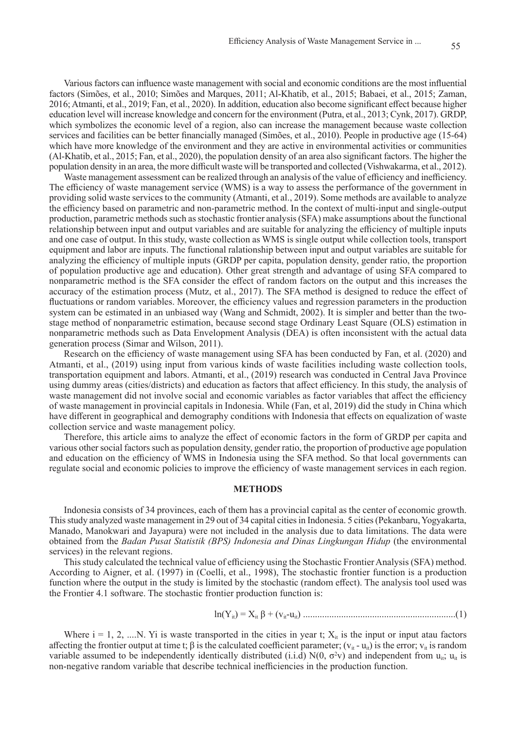Various factors can influence waste management with social and economic conditions are the most influential factors (Simões, et al., 2010; Simões and Marques, 2011; Al-Khatib, et al., 2015; Babaei, et al., 2015; Zaman, 2016; Atmanti, et al., 2019; Fan, et al., 2020). In addition, education also become significant effect because higher education level will increase knowledge and concern for the environment (Putra, et al., 2013; Cynk, 2017). GRDP, which symbolizes the economic level of a region, also can increase the management because waste collection services and facilities can be better financially managed (Simões, et al., 2010). People in productive age (15-64) which have more knowledge of the environment and they are active in environmental activities or communities (Al-Khatib, et al., 2015; Fan, et al., 2020), the population density of an area also significant factors. The higher the population density in an area, the more difficult waste will be transported and collected (Vishwakarma, et al., 2012).

Waste management assessment can be realized through an analysis of the value of efficiency and inefficiency. The efficiency of waste management service (WMS) is a way to assess the performance of the government in providing solid waste services to the community (Atmanti, et al., 2019). Some methods are available to analyze the efficiency based on parametric and non-parametric method. In the context of multi-input and single-output production, parametric methods such as stochastic frontier analysis (SFA) make assumptions about the functional relationship between input and output variables and are suitable for analyzing the efficiency of multiple inputs and one case of output. In this study, waste collection as WMS is single output while collection tools, transport equipment and labor are inputs. The functional ralationship between input and output variables are suitable for analyzing the efficiency of multiple inputs (GRDP per capita, population density, gender ratio, the proportion of population productive age and education). Other great strength and advantage of using SFA compared to nonparametric method is the SFA consider the effect of random factors on the output and this increases the accuracy of the estimation process (Mutz, et al., 2017). The SFA method is designed to reduce the effect of fluctuations or random variables. Moreover, the efficiency values and regression parameters in the production system can be estimated in an unbiased way (Wang and Schmidt, 2002). It is simpler and better than the two-stage method of nonparametric estimation, because second stage Ordinary Least Square (OLS) estimation in nonparametric methods such as Data Envelopment Analysis (DEA) is often inconsistent with the actual data generation process (Simar and Wilson, 2011).

Research on the efficiency of waste management using SFA has been conducted by Fan, et al. (2020) and Atmanti, et al., (2019) using input from various kinds of waste facilities including waste collection tools, transportation equipment and labors. Atmanti, et al., (2019) research was conducted in Central Java Province using dummy areas (cities/districts) and education as factors that affect efficiency. In this study, the analysis of waste management did not involve social and economic variables as factor variables that affect the efficiency of waste management in provincial capitals in Indonesia. While (Fan, et al, 2019) did the study in China which have different in geographical and demography conditions with Indonesia that effects on equalization of waste collection service and waste management policy.

Therefore, this article aims to analyze the effect of economic factors in the form of GRDP per capita and various other social factors such as population density, gender ratio, the proportion of productive age population and education on the efficiency of WMS in Indonesia using the SFA method. So that local governments can regulate social and economic policies to improve the efficiency of waste management services in each region.

## METHODS

Indonesia consists of 34 provinces, each of them has a provincial capital as the center of economic growth. This study analyzed waste management in 29 out of 34 capital cities in Indonesia. 5 cities (Pekanbaru, Yogyakarta, Manado, Manokwari and Jayapura) were not included in the analysis due to data limitations. The data were obtained from the *Badan Pusat Statistik (BPS) Indonesia and Dinas Lingkungan Hidup* (the environmental services) in the relevant regions.

This study calculated the technical value of efficiency using the Stochastic Frontier Analysis (SFA) method. According to Aigner, et al. (1997) in (Coelli, et al., 1998), The stochastic frontier function is a production function where the output in the study is limited by the stochastic (random effect). The analysis tool used was the Frontier 4.1 software. The stochastic frontier production function is:

$$\ln(Y_{it}) = X_{it}\,\beta + (v_{it} - u_{it}) \qquad (1)$$

Where $i = 1, 2, ....N$. $Y_i$ is waste transported in the cities in year t; $X_{it}$ is the input or input atau factors affecting the frontier output at time t; $\beta$ is the calculated coefficient parameter; $(v_{it} - u_{it})$ is the error; $v_{it}$ is random variable assumed to be independently identically distributed (i.i.d) $N(0, \sigma^2 v)$ and independent from $u_{it}$; $u_{it}$ is non-negative random variable that describe technical inefficiencies in the production function.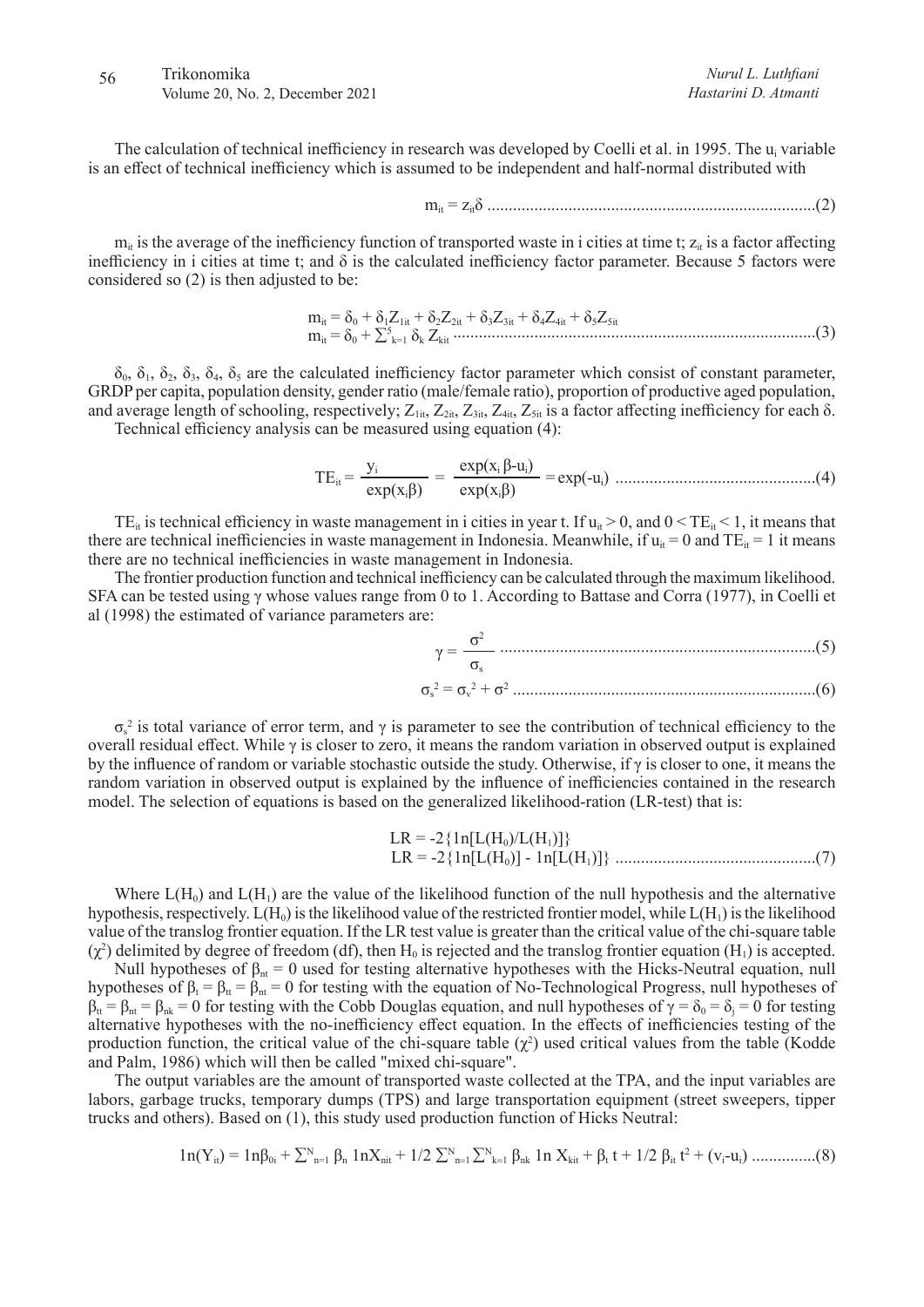The calculation of technical inefficiency in research was developed by Coelli et al. in 1995. The $u_i$ variable is an effect of technical inefficiency which is assumed to be independent and half-normal distributed with

$$m_{it} = z_{it}\delta \quad (2)$$

$m_{it}$ is the average of the inefficiency function of transported waste in i cities at time t; $z_{it}$ is a factor affecting inefficiency in i cities at time t; and δ is the calculated inefficiency factor parameter. Because 5 factors were considered so (2) is then adjusted to be:

$$m_{it} = \delta_0 + \delta_1 Z_{1it} + \delta_2 Z_{2it} + \delta_3 Z_{3it} + \delta_4 Z_{4it} + \delta_5 Z_{5it}$$
$$m_{it} = \delta_0 + \sum_{k=1}^{5} \delta_k Z_{kit} \quad (3)$$

$\delta_0$, $\delta_1$, $\delta_2$, $\delta_3$, $\delta_4$, $\delta_5$ are the calculated inefficiency factor parameter which consist of constant parameter, GRDP per capita, population density, gender ratio (male/female ratio), proportion of productive aged population, and average length of schooling, respectively; $Z_{1it}$, $Z_{2it}$, $Z_{3it}$, $Z_{4it}$, $Z_{5it}$ is a factor affecting inefficiency for each δ.

Technical efficiency analysis can be measured using equation (4):

$$TE_{it} = \frac{y_i}{\exp(x_i\beta)} = \frac{\exp(x_i\,\beta\text{-}u_i)}{\exp(x_i\beta)} = \exp(-u_i) \quad (4)$$

$TE_{it}$ is technical efficiency in waste management in i cities in year t. If $u_{it} > 0$, and $0 < TE_{it} < 1$, it means that there are technical inefficiencies in waste management in Indonesia. Meanwhile, if $u_{it} = 0$ and $TE_{it} = 1$ it means there are no technical inefficiencies in waste management in Indonesia.

The frontier production function and technical inefficiency can be calculated through the maximum likelihood. SFA can be tested using γ whose values range from 0 to 1. According to Battase and Corra (1977), in Coelli et al (1998) the estimated of variance parameters are:

$$\gamma = \frac{\sigma^2}{\sigma_s} \quad (5)$$

$$\sigma_s^2 = \sigma_v^2 + \sigma^2 \quad (6)$$

$\sigma_s^2$ is total variance of error term, and γ is parameter to see the contribution of technical efficiency to the overall residual effect. While γ is closer to zero, it means the random variation in observed output is explained by the influence of random or variable stochastic outside the study. Otherwise, if γ is closer to one, it means the random variation in observed output is explained by the influence of inefficiencies contained in the research model. The selection of equations is based on the generalized likelihood-ration (LR-test) that is:

$$LR = -2\{1n[L(H_0)/L(H_1)]\}$$
$$LR = -2\{1n[L(H_0)] - 1n[L(H_1)]\} \quad (7)$$

Where $L(H_0)$ and $L(H_1)$ are the value of the likelihood function of the null hypothesis and the alternative hypothesis, respectively. $L(H_0)$ is the likelihood value of the restricted frontier model, while $L(H_1)$ is the likelihood value of the translog frontier equation. If the LR test value is greater than the critical value of the chi-square table ($\chi^2$) delimited by degree of freedom (df), then $H_0$ is rejected and the translog frontier equation ($H_1$) is accepted.

Null hypotheses of $\beta_{nt} = 0$ used for testing alternative hypotheses with the Hicks-Neutral equation, null hypotheses of $\beta_t = \beta_{tt} = \beta_{nt} = 0$ for testing with the equation of No-Technological Progress, null hypotheses of $\beta_{tt} = \beta_{nt} = \beta_{nk} = 0$ for testing with the Cobb Douglas equation, and null hypotheses of $\gamma = \delta_0 = \delta_j = 0$ for testing alternative hypotheses with the no-inefficiency effect equation. In the effects of inefficiencies testing of the production function, the critical value of the chi-square table ($\chi^2$) used critical values from the table (Kodde and Palm, 1986) which will then be called "mixed chi-square".

The output variables are the amount of transported waste collected at the TPA, and the input variables are labors, garbage trucks, temporary dumps (TPS) and large transportation equipment (street sweepers, tipper trucks and others). Based on (1), this study used production function of Hicks Neutral:

$$1n(Y_{it}) = 1n\beta_{0i} + \sum_{n=1}^{N} \beta_n\, 1nX_{nit} + 1/2 \sum_{n=1}^{N}\sum_{k=1}^{N} \beta_{nk}\, 1n\, X_{kit} + \beta_t\, t + 1/2\, \beta_{it}\, t^2 + (v_i\text{-}u_i) \quad (8)$$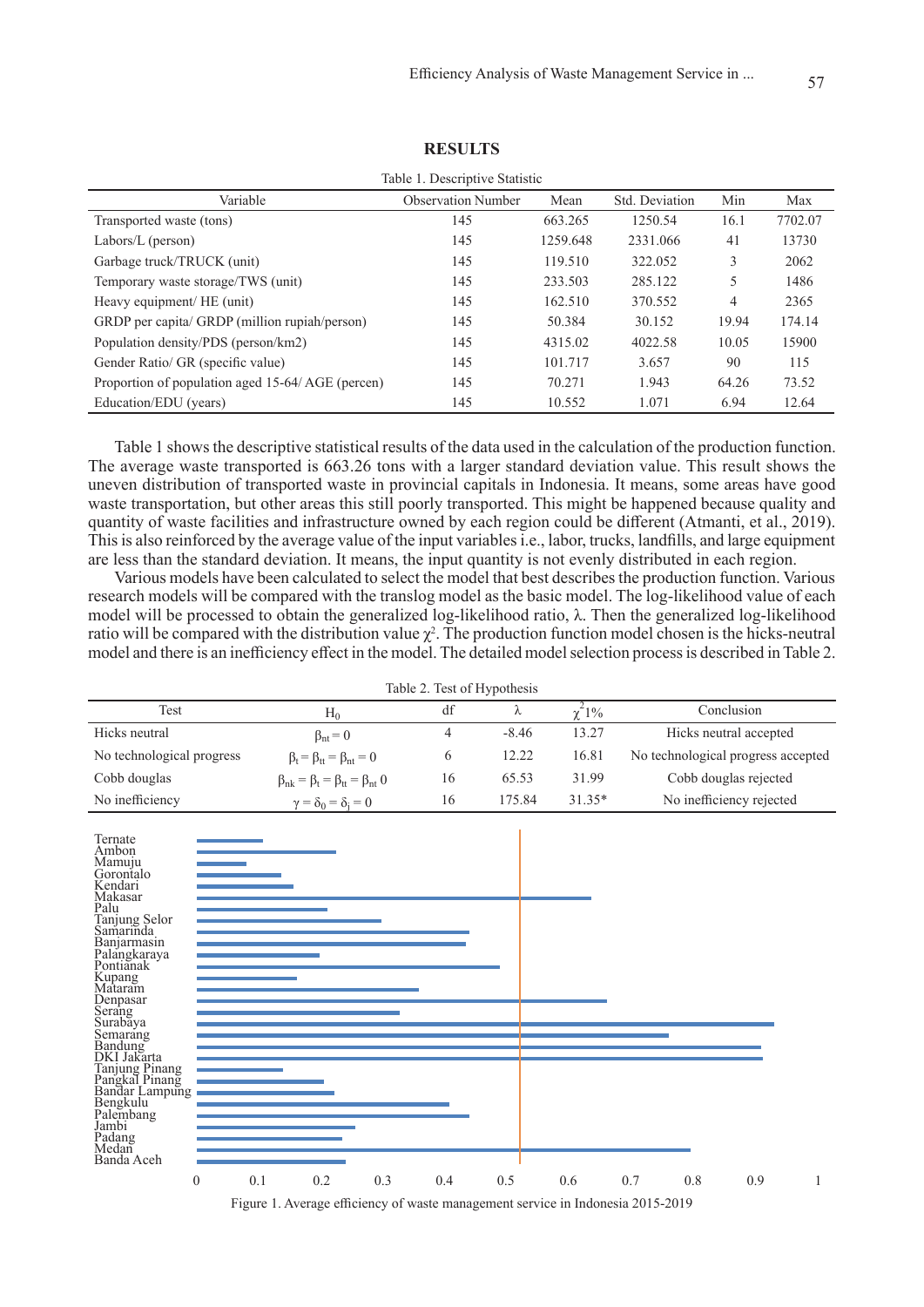## RESULTS

Table 1. Descriptive Statistic

| Variable | Observation Number | Mean | Std. Deviation | Min | Max |
|---|---|---|---|---|---|
| Transported waste (tons) | 145 | 663.265 | 1250.54 | 16.1 | 7702.07 |
| Labors/L (person) | 145 | 1259.648 | 2331.066 | 41 | 13730 |
| Garbage truck/TRUCK (unit) | 145 | 119.510 | 322.052 | 3 | 2062 |
| Temporary waste storage/TWS (unit) | 145 | 233.503 | 285.122 | 5 | 1486 |
| Heavy equipment/ HE (unit) | 145 | 162.510 | 370.552 | 4 | 2365 |
| GRDP per capita/ GRDP (million rupiah/person) | 145 | 50.384 | 30.152 | 19.94 | 174.14 |
| Population density/PDS (person/km2) | 145 | 4315.02 | 4022.58 | 10.05 | 15900 |
| Gender Ratio/ GR (specific value) | 145 | 101.717 | 3.657 | 90 | 115 |
| Proportion of population aged 15-64/ AGE (percen) | 145 | 70.271 | 1.943 | 64.26 | 73.52 |
| Education/EDU (years) | 145 | 10.552 | 1.071 | 6.94 | 12.64 |

Table 1 shows the descriptive statistical results of the data used in the calculation of the production function. The average waste transported is 663.26 tons with a larger standard deviation value. This result shows the uneven distribution of transported waste in provincial capitals in Indonesia. It means, some areas have good waste transportation, but other areas this still poorly transported. This might be happened because quality and quantity of waste facilities and infrastructure owned by each region could be different (Atmanti, et al., 2019). This is also reinforced by the average value of the input variables i.e., labor, trucks, landfills, and large equipment are less than the standard deviation. It means, the input quantity is not evenly distributed in each region.

Various models have been calculated to select the model that best describes the production function. Various research models will be compared with the translog model as the basic model. The log-likelihood value of each model will be processed to obtain the generalized log-likelihood ratio, λ. Then the generalized log-likelihood ratio will be compared with the distribution value $\chi^2$. The production function model chosen is the hicks-neutral model and there is an inefficiency effect in the model. The detailed model selection process is described in Table 2.

Table 2. Test of Hypothesis

| Test | $H_0$ | df | λ | $\chi^2$1% | Conclusion |
|---|---|---|---|---|---|
| Hicks neutral | $\beta_{nt} = 0$ | 4 | -8.46 | 13.27 | Hicks neutral accepted |
| No technological progress | $\beta_t = \beta_{tt} = \beta_{nt} = 0$ | 6 | 12.22 | 16.81 | No technological progress accepted |
| Cobb douglas | $\beta_{nk} = \beta_t = \beta_{tt} = \beta_{nt}$ 0 | 16 | 65.53 | 31.99 | Cobb douglas rejected |
| No inefficiency | $\gamma = \delta_0 = \delta_j = 0$ | 16 | 175.84 | 31.35* | No inefficiency rejected |

Figure 1. Average efficiency of waste management service in Indonesia 2015-2019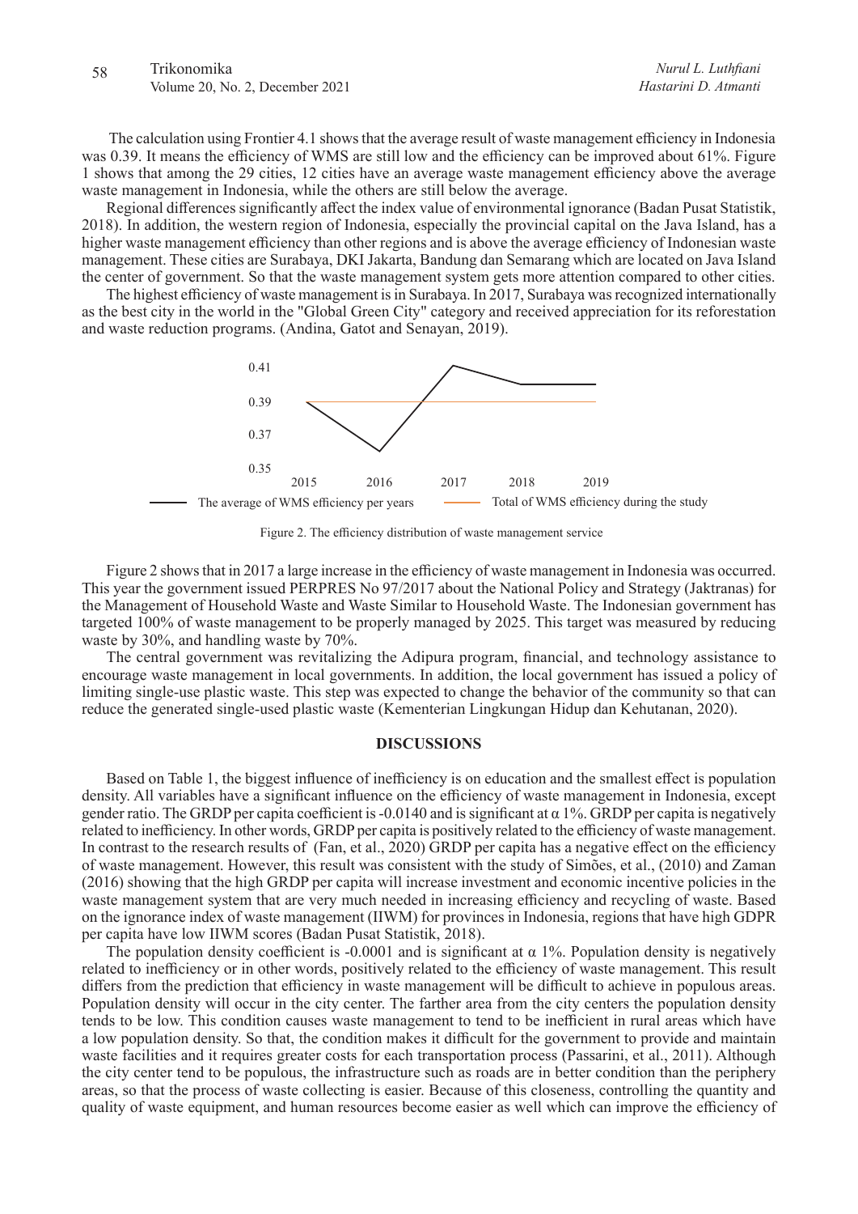The calculation using Frontier 4.1 shows that the average result of waste management efficiency in Indonesia was 0.39. It means the efficiency of WMS are still low and the efficiency can be improved about 61%. Figure 1 shows that among the 29 cities, 12 cities have an average waste management efficiency above the average waste management in Indonesia, while the others are still below the average.

Regional differences significantly affect the index value of environmental ignorance (Badan Pusat Statistik, 2018). In addition, the western region of Indonesia, especially the provincial capital on the Java Island, has a higher waste management efficiency than other regions and is above the average efficiency of Indonesian waste management. These cities are Surabaya, DKI Jakarta, Bandung dan Semarang which are located on Java Island the center of government. So that the waste management system gets more attention compared to other cities.

The highest efficiency of waste management is in Surabaya. In 2017, Surabaya was recognized internationally as the best city in the world in the "Global Green City" category and received appreciation for its reforestation and waste reduction programs. (Andina, Gatot and Senayan, 2019).

Figure 2. The efficiency distribution of waste management service

Figure 2 shows that in 2017 a large increase in the efficiency of waste management in Indonesia was occurred. This year the government issued PERPRES No 97/2017 about the National Policy and Strategy (Jaktranas) for the Management of Household Waste and Waste Similar to Household Waste. The Indonesian government has targeted 100% of waste management to be properly managed by 2025. This target was measured by reducing waste by 30%, and handling waste by 70%.

The central government was revitalizing the Adipura program, financial, and technology assistance to encourage waste management in local governments. In addition, the local government has issued a policy of limiting single-use plastic waste. This step was expected to change the behavior of the community so that can reduce the generated single-used plastic waste (Kementerian Lingkungan Hidup dan Kehutanan, 2020).

## DISCUSSIONS

Based on Table 1, the biggest influence of inefficiency is on education and the smallest effect is population density. All variables have a significant influence on the efficiency of waste management in Indonesia, except gender ratio. The GRDP per capita coefficient is -0.0140 and is significant at $\alpha$ 1%. GRDP per capita is negatively related to inefficiency. In other words, GRDP per capita is positively related to the efficiency of waste management. In contrast to the research results of (Fan, et al., 2020) GRDP per capita has a negative effect on the efficiency of waste management. However, this result was consistent with the study of Simões, et al., (2010) and Zaman (2016) showing that the high GRDP per capita will increase investment and economic incentive policies in the waste management system that are very much needed in increasing efficiency and recycling of waste. Based on the ignorance index of waste management (IIWM) for provinces in Indonesia, regions that have high GDPR per capita have low IIWM scores (Badan Pusat Statistik, 2018).

The population density coefficient is -0.0001 and is significant at $\alpha$ 1%. Population density is negatively related to inefficiency or in other words, positively related to the efficiency of waste management. This result differs from the prediction that efficiency in waste management will be difficult to achieve in populous areas. Population density will occur in the city center. The farther area from the city centers the population density tends to be low. This condition causes waste management to tend to be inefficient in rural areas which have a low population density. So that, the condition makes it difficult for the government to provide and maintain waste facilities and it requires greater costs for each transportation process (Passarini, et al., 2011). Although the city center tend to be populous, the infrastructure such as roads are in better condition than the periphery areas, so that the process of waste collecting is easier. Because of this closeness, controlling the quantity and quality of waste equipment, and human resources become easier as well which can improve the efficiency of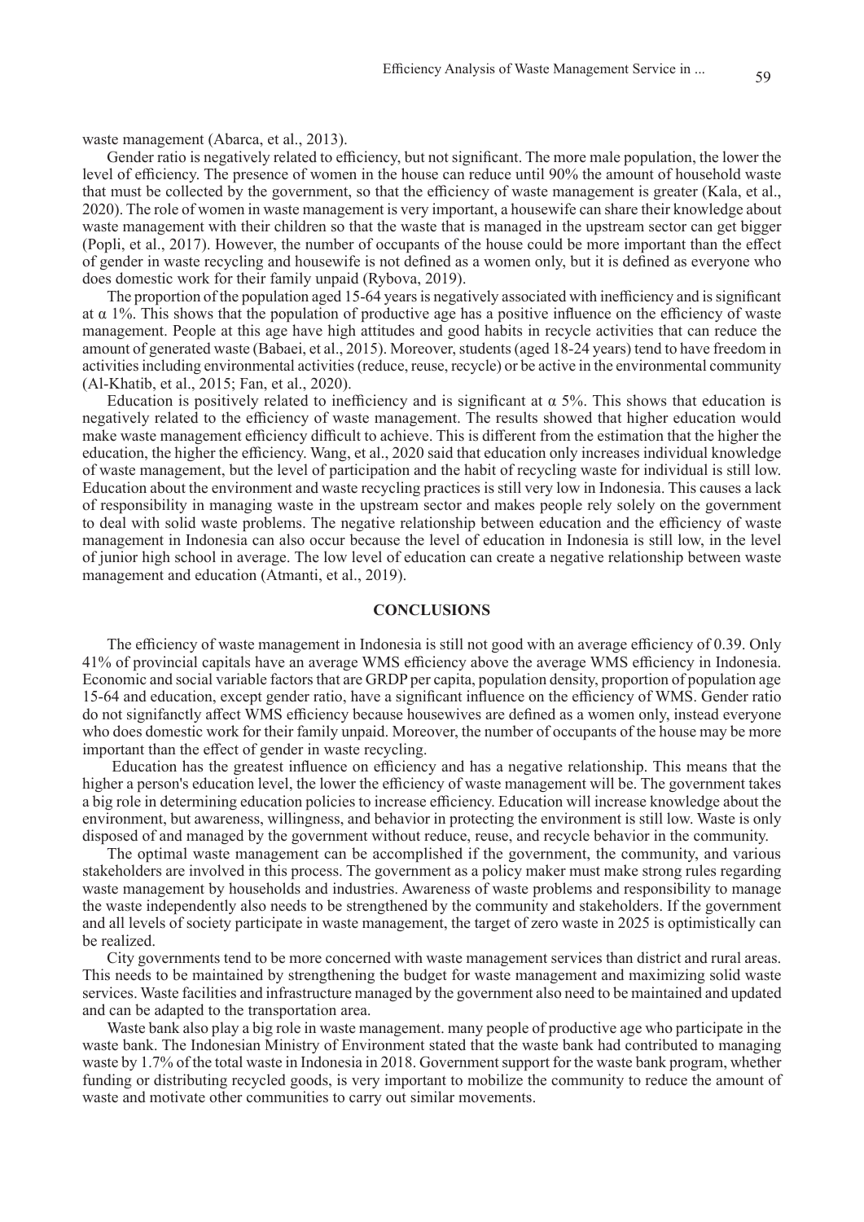waste management (Abarca, et al., 2013).

Gender ratio is negatively related to efficiency, but not significant. The more male population, the lower the level of efficiency. The presence of women in the house can reduce until 90% the amount of household waste that must be collected by the government, so that the efficiency of waste management is greater (Kala, et al., 2020). The role of women in waste management is very important, a housewife can share their knowledge about waste management with their children so that the waste that is managed in the upstream sector can get bigger (Popli, et al., 2017). However, the number of occupants of the house could be more important than the effect of gender in waste recycling and housewife is not defined as a women only, but it is defined as everyone who does domestic work for their family unpaid (Rybova, 2019).

The proportion of the population aged 15-64 years is negatively associated with inefficiency and is significant at α 1%. This shows that the population of productive age has a positive influence on the efficiency of waste management. People at this age have high attitudes and good habits in recycle activities that can reduce the amount of generated waste (Babaei, et al., 2015). Moreover, students (aged 18-24 years) tend to have freedom in activities including environmental activities (reduce, reuse, recycle) or be active in the environmental community (Al-Khatib, et al., 2015; Fan, et al., 2020).

Education is positively related to inefficiency and is significant at α 5%. This shows that education is negatively related to the efficiency of waste management. The results showed that higher education would make waste management efficiency difficult to achieve. This is different from the estimation that the higher the education, the higher the efficiency. Wang, et al., 2020 said that education only increases individual knowledge of waste management, but the level of participation and the habit of recycling waste for individual is still low. Education about the environment and waste recycling practices is still very low in Indonesia. This causes a lack of responsibility in managing waste in the upstream sector and makes people rely solely on the government to deal with solid waste problems. The negative relationship between education and the efficiency of waste management in Indonesia can also occur because the level of education in Indonesia is still low, in the level of junior high school in average. The low level of education can create a negative relationship between waste management and education (Atmanti, et al., 2019).

## CONCLUSIONS

The efficiency of waste management in Indonesia is still not good with an average efficiency of 0.39. Only 41% of provincial capitals have an average WMS efficiency above the average WMS efficiency in Indonesia. Economic and social variable factors that are GRDP per capita, population density, proportion of population age 15-64 and education, except gender ratio, have a significant influence on the efficiency of WMS. Gender ratio do not signifanctly affect WMS efficiency because housewives are defined as a women only, instead everyone who does domestic work for their family unpaid. Moreover, the number of occupants of the house may be more important than the effect of gender in waste recycling.

Education has the greatest influence on efficiency and has a negative relationship. This means that the higher a person's education level, the lower the efficiency of waste management will be. The government takes a big role in determining education policies to increase efficiency. Education will increase knowledge about the environment, but awareness, willingness, and behavior in protecting the environment is still low. Waste is only disposed of and managed by the government without reduce, reuse, and recycle behavior in the community.

The optimal waste management can be accomplished if the government, the community, and various stakeholders are involved in this process. The government as a policy maker must make strong rules regarding waste management by households and industries. Awareness of waste problems and responsibility to manage the waste independently also needs to be strengthened by the community and stakeholders. If the government and all levels of society participate in waste management, the target of zero waste in 2025 is optimistically can be realized.

City governments tend to be more concerned with waste management services than district and rural areas. This needs to be maintained by strengthening the budget for waste management and maximizing solid waste services. Waste facilities and infrastructure managed by the government also need to be maintained and updated and can be adapted to the transportation area.

Waste bank also play a big role in waste management. many people of productive age who participate in the waste bank. The Indonesian Ministry of Environment stated that the waste bank had contributed to managing waste by 1.7% of the total waste in Indonesia in 2018. Government support for the waste bank program, whether funding or distributing recycled goods, is very important to mobilize the community to reduce the amount of waste and motivate other communities to carry out similar movements.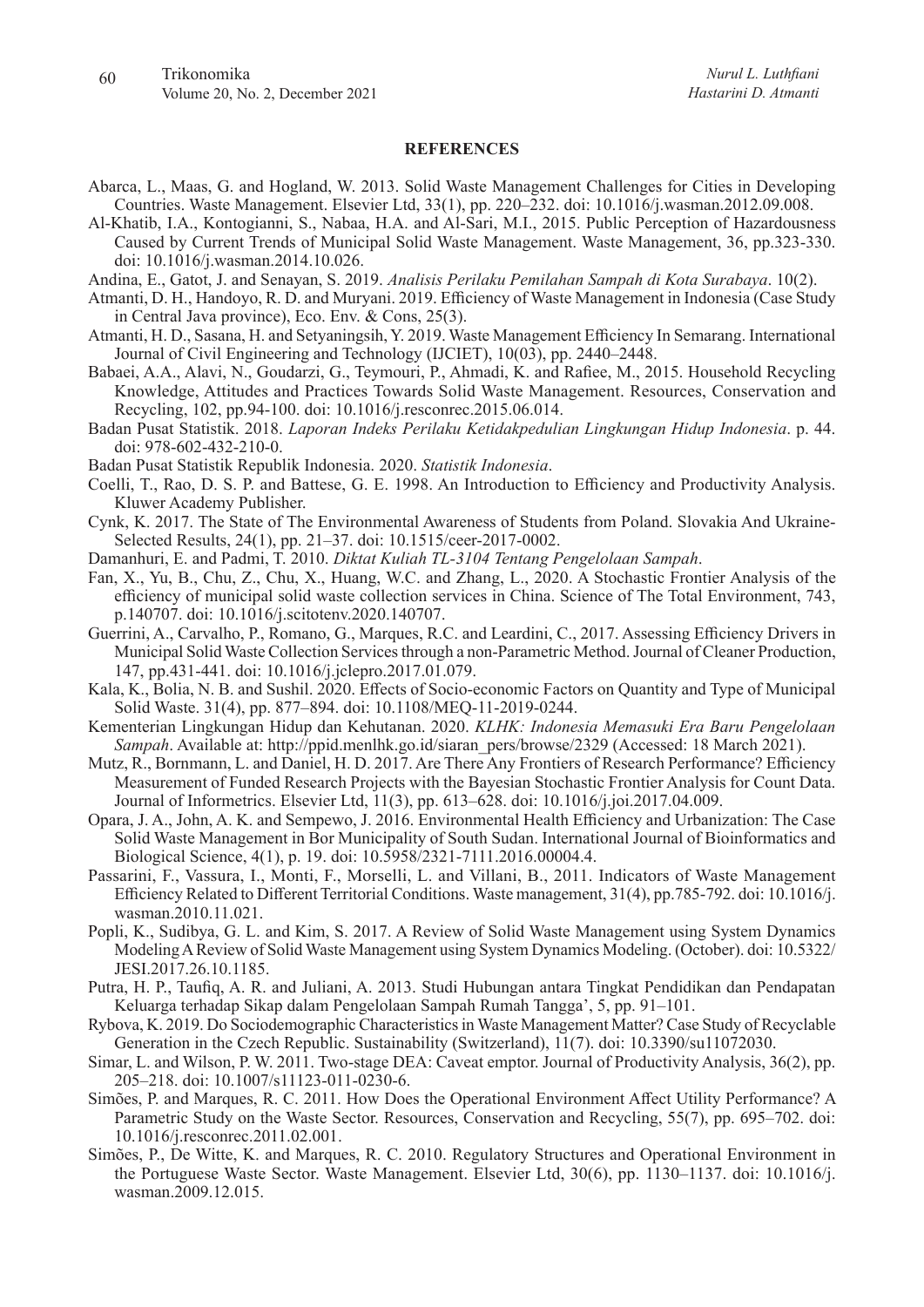## REFERENCES

Abarca, L., Maas, G. and Hogland, W. 2013. Solid Waste Management Challenges for Cities in Developing Countries. Waste Management. Elsevier Ltd, 33(1), pp. 220–232. doi: 10.1016/j.wasman.2012.09.008.

Al-Khatib, I.A., Kontogianni, S., Nabaa, H.A. and Al-Sari, M.I., 2015. Public Perception of Hazardousness Caused by Current Trends of Municipal Solid Waste Management. Waste Management, 36, pp.323-330. doi: 10.1016/j.wasman.2014.10.026.

Andina, E., Gatot, J. and Senayan, S. 2019. *Analisis Perilaku Pemilahan Sampah di Kota Surabaya*. 10(2).

Atmanti, D. H., Handoyo, R. D. and Muryani. 2019. Efficiency of Waste Management in Indonesia (Case Study in Central Java province), Eco. Env. & Cons, 25(3).

Atmanti, H. D., Sasana, H. and Setyaningsih, Y. 2019. Waste Management Efficiency In Semarang. International Journal of Civil Engineering and Technology (IJCIET), 10(03), pp. 2440–2448.

Babaei, A.A., Alavi, N., Goudarzi, G., Teymouri, P., Ahmadi, K. and Rafiee, M., 2015. Household Recycling Knowledge, Attitudes and Practices Towards Solid Waste Management. Resources, Conservation and Recycling, 102, pp.94-100. doi: 10.1016/j.resconrec.2015.06.014.

Badan Pusat Statistik. 2018. *Laporan Indeks Perilaku Ketidakpedulian Lingkungan Hidup Indonesia*. p. 44. doi: 978-602-432-210-0.

Badan Pusat Statistik Republik Indonesia. 2020. *Statistik Indonesia*.

Coelli, T., Rao, D. S. P. and Battese, G. E. 1998. An Introduction to Efficiency and Productivity Analysis. Kluwer Academy Publisher.

Cynk, K. 2017. The State of The Environmental Awareness of Students from Poland. Slovakia And Ukraine-Selected Results, 24(1), pp. 21–37. doi: 10.1515/ceer-2017-0002.

Damanhuri, E. and Padmi, T. 2010. *Diktat Kuliah TL-3104 Tentang Pengelolaan Sampah*.

Fan, X., Yu, B., Chu, Z., Chu, X., Huang, W.C. and Zhang, L., 2020. A Stochastic Frontier Analysis of the efficiency of municipal solid waste collection services in China. Science of The Total Environment, 743, p.140707. doi: 10.1016/j.scitotenv.2020.140707.

Guerrini, A., Carvalho, P., Romano, G., Marques, R.C. and Leardini, C., 2017. Assessing Efficiency Drivers in Municipal Solid Waste Collection Services through a non-Parametric Method. Journal of Cleaner Production, 147, pp.431-441. doi: 10.1016/j.jclepro.2017.01.079.

Kala, K., Bolia, N. B. and Sushil. 2020. Effects of Socio-economic Factors on Quantity and Type of Municipal Solid Waste. 31(4), pp. 877–894. doi: 10.1108/MEQ-11-2019-0244.

Kementerian Lingkungan Hidup dan Kehutanan. 2020. *KLHK: Indonesia Memasuki Era Baru Pengelolaan Sampah*. Available at: http://ppid.menlhk.go.id/siaran_pers/browse/2329 (Accessed: 18 March 2021).

Mutz, R., Bornmann, L. and Daniel, H. D. 2017. Are There Any Frontiers of Research Performance? Efficiency Measurement of Funded Research Projects with the Bayesian Stochastic Frontier Analysis for Count Data. Journal of Informetrics. Elsevier Ltd, 11(3), pp. 613–628. doi: 10.1016/j.joi.2017.04.009.

Opara, J. A., John, A. K. and Sempewo, J. 2016. Environmental Health Efficiency and Urbanization: The Case Solid Waste Management in Bor Municipality of South Sudan. International Journal of Bioinformatics and Biological Science, 4(1), p. 19. doi: 10.5958/2321-7111.2016.00004.4.

Passarini, F., Vassura, I., Monti, F., Morselli, L. and Villani, B., 2011. Indicators of Waste Management Efficiency Related to Different Territorial Conditions. Waste management, 31(4), pp.785-792. doi: 10.1016/j.wasman.2010.11.021.

Popli, K., Sudibya, G. L. and Kim, S. 2017. A Review of Solid Waste Management using System Dynamics Modeling A Review of Solid Waste Management using System Dynamics Modeling. (October). doi: 10.5322/JESI.2017.26.10.1185.

Putra, H. P., Taufiq, A. R. and Juliani, A. 2013. Studi Hubungan antara Tingkat Pendidikan dan Pendapatan Keluarga terhadap Sikap dalam Pengelolaan Sampah Rumah Tangga', 5, pp. 91–101.

Rybova, K. 2019. Do Sociodemographic Characteristics in Waste Management Matter? Case Study of Recyclable Generation in the Czech Republic. Sustainability (Switzerland), 11(7). doi: 10.3390/su11072030.

Simar, L. and Wilson, P. W. 2011. Two-stage DEA: Caveat emptor. Journal of Productivity Analysis, 36(2), pp. 205–218. doi: 10.1007/s11123-011-0230-6.

Simões, P. and Marques, R. C. 2011. How Does the Operational Environment Affect Utility Performance? A Parametric Study on the Waste Sector. Resources, Conservation and Recycling, 55(7), pp. 695–702. doi: 10.1016/j.resconrec.2011.02.001.

Simões, P., De Witte, K. and Marques, R. C. 2010. Regulatory Structures and Operational Environment in the Portuguese Waste Sector. Waste Management. Elsevier Ltd, 30(6), pp. 1130–1137. doi: 10.1016/j.wasman.2009.12.015.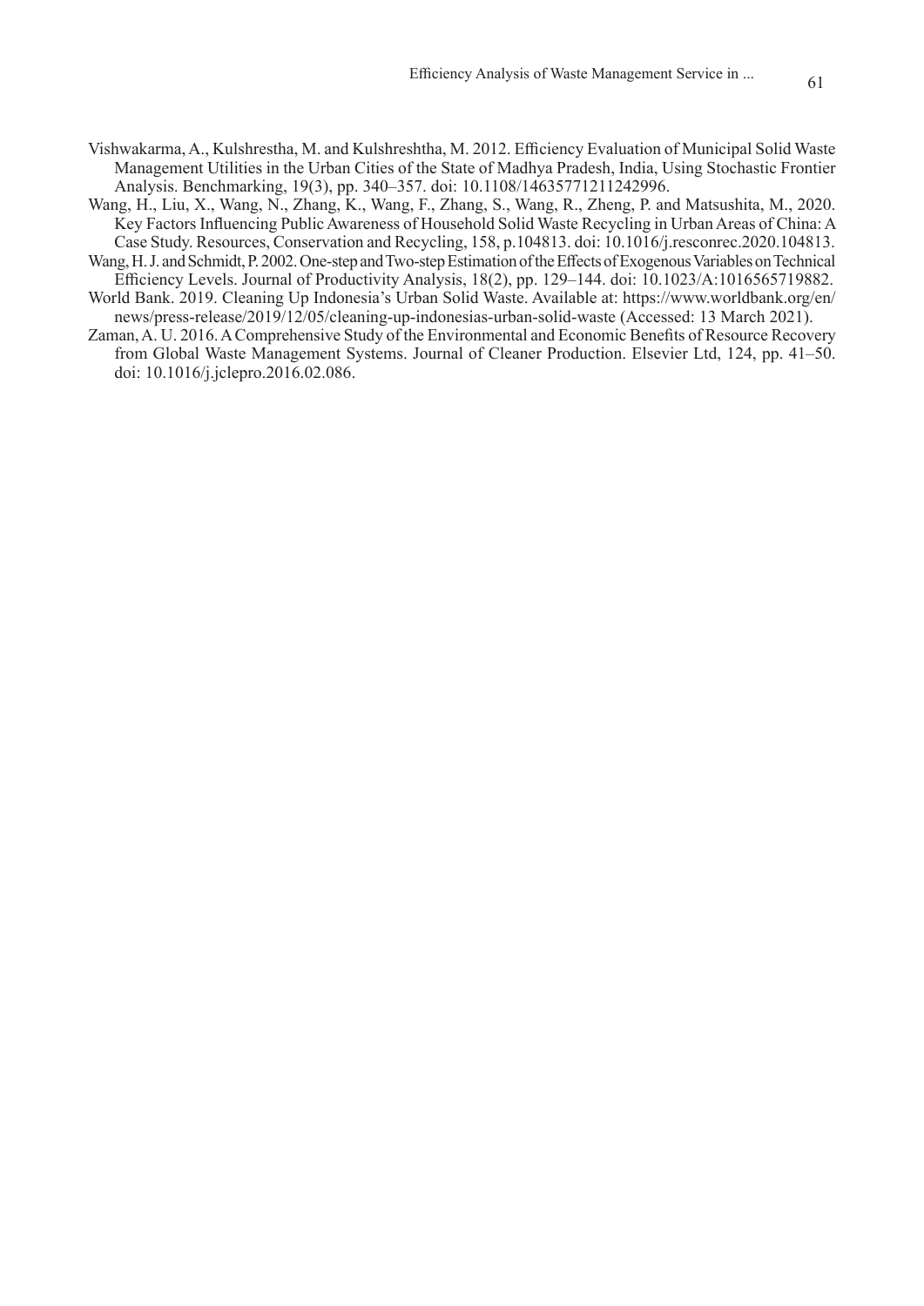Vishwakarma, A., Kulshrestha, M. and Kulshreshtha, M. 2012. Efficiency Evaluation of Municipal Solid Waste Management Utilities in the Urban Cities of the State of Madhya Pradesh, India, Using Stochastic Frontier Analysis. Benchmarking, 19(3), pp. 340–357. doi: 10.1108/14635771211242996.

Wang, H., Liu, X., Wang, N., Zhang, K., Wang, F., Zhang, S., Wang, R., Zheng, P. and Matsushita, M., 2020. Key Factors Influencing Public Awareness of Household Solid Waste Recycling in Urban Areas of China: A Case Study. Resources, Conservation and Recycling, 158, p.104813. doi: 10.1016/j.resconrec.2020.104813.

Wang, H. J. and Schmidt, P. 2002. One-step and Two-step Estimation of the Effects of Exogenous Variables on Technical Efficiency Levels. Journal of Productivity Analysis, 18(2), pp. 129–144. doi: 10.1023/A:1016565719882.

World Bank. 2019. Cleaning Up Indonesia's Urban Solid Waste. Available at: https://www.worldbank.org/en/news/press-release/2019/12/05/cleaning-up-indonesias-urban-solid-waste (Accessed: 13 March 2021).

Zaman, A. U. 2016. A Comprehensive Study of the Environmental and Economic Benefits of Resource Recovery from Global Waste Management Systems. Journal of Cleaner Production. Elsevier Ltd, 124, pp. 41–50. doi: 10.1016/j.jclepro.2016.02.086.